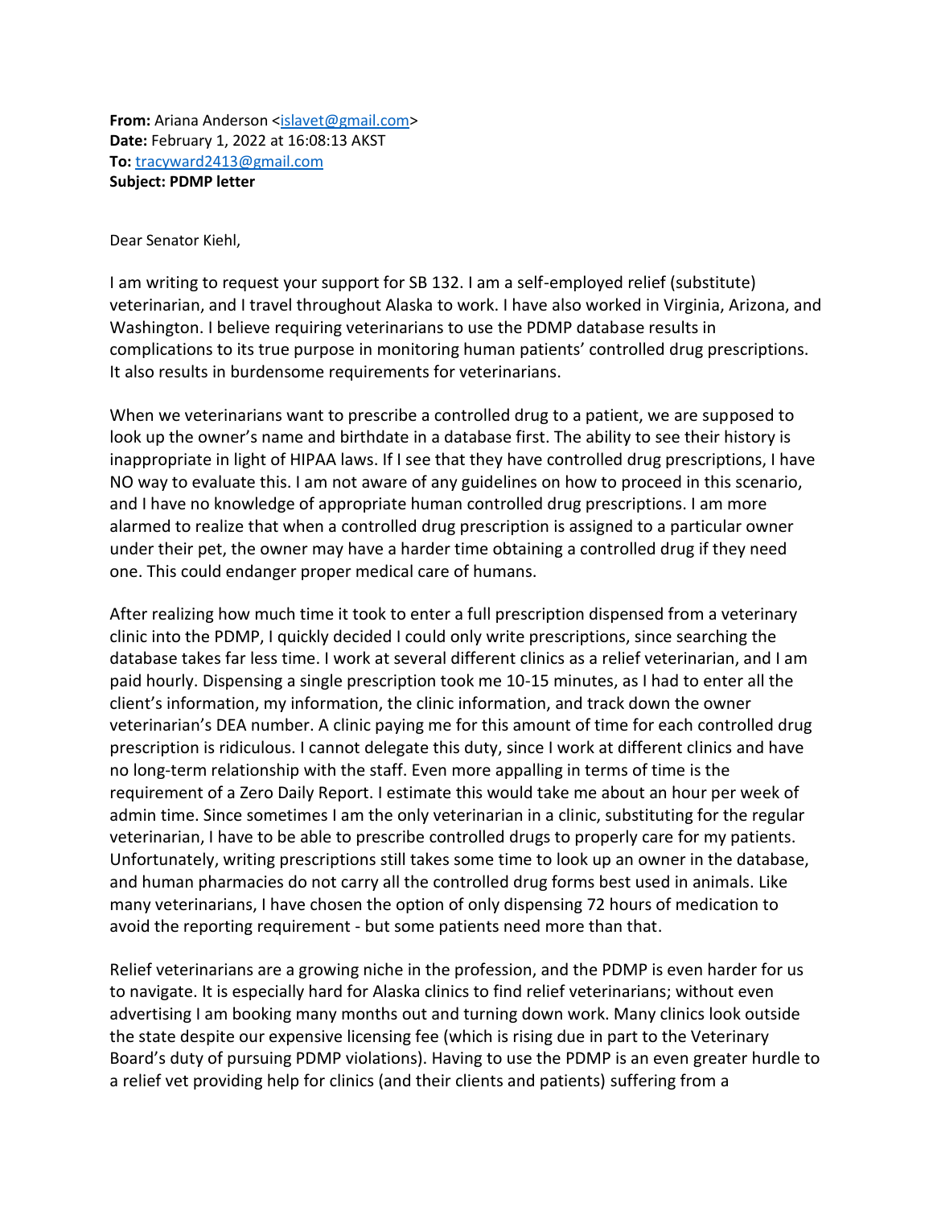**From:** Ariana Anderson <islavet@gmail.com>
**Date:** February 1, 2022 at 16:08:13 AKST
**To:** tracyward2413@gmail.com
**Subject: PDMP letter**

Dear Senator Kiehl,

I am writing to request your support for SB 132. I am a self-employed relief (substitute) veterinarian, and I travel throughout Alaska to work. I have also worked in Virginia, Arizona, and Washington. I believe requiring veterinarians to use the PDMP database results in complications to its true purpose in monitoring human patients' controlled drug prescriptions. It also results in burdensome requirements for veterinarians.

When we veterinarians want to prescribe a controlled drug to a patient, we are supposed to look up the owner's name and birthdate in a database first. The ability to see their history is inappropriate in light of HIPAA laws. If I see that they have controlled drug prescriptions, I have NO way to evaluate this. I am not aware of any guidelines on how to proceed in this scenario, and I have no knowledge of appropriate human controlled drug prescriptions. I am more alarmed to realize that when a controlled drug prescription is assigned to a particular owner under their pet, the owner may have a harder time obtaining a controlled drug if they need one. This could endanger proper medical care of humans.

After realizing how much time it took to enter a full prescription dispensed from a veterinary clinic into the PDMP, I quickly decided I could only write prescriptions, since searching the database takes far less time. I work at several different clinics as a relief veterinarian, and I am paid hourly. Dispensing a single prescription took me 10-15 minutes, as I had to enter all the client's information, my information, the clinic information, and track down the owner veterinarian's DEA number. A clinic paying me for this amount of time for each controlled drug prescription is ridiculous. I cannot delegate this duty, since I work at different clinics and have no long-term relationship with the staff. Even more appalling in terms of time is the requirement of a Zero Daily Report. I estimate this would take me about an hour per week of admin time. Since sometimes I am the only veterinarian in a clinic, substituting for the regular veterinarian, I have to be able to prescribe controlled drugs to properly care for my patients. Unfortunately, writing prescriptions still takes some time to look up an owner in the database, and human pharmacies do not carry all the controlled drug forms best used in animals. Like many veterinarians, I have chosen the option of only dispensing 72 hours of medication to avoid the reporting requirement - but some patients need more than that.

Relief veterinarians are a growing niche in the profession, and the PDMP is even harder for us to navigate. It is especially hard for Alaska clinics to find relief veterinarians; without even advertising I am booking many months out and turning down work. Many clinics look outside the state despite our expensive licensing fee (which is rising due in part to the Veterinary Board's duty of pursuing PDMP violations). Having to use the PDMP is an even greater hurdle to a relief vet providing help for clinics (and their clients and patients) suffering from a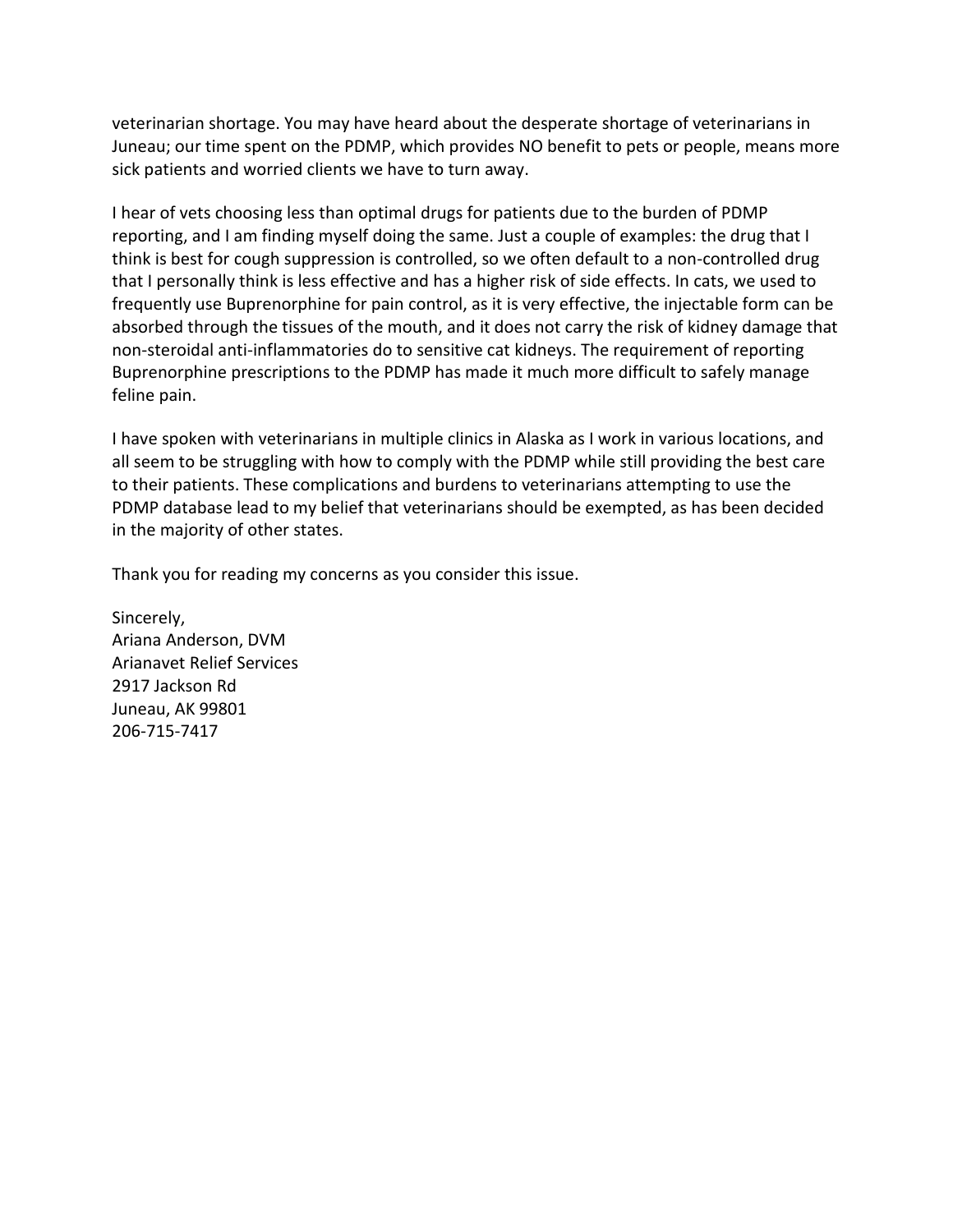veterinarian shortage. You may have heard about the desperate shortage of veterinarians in Juneau; our time spent on the PDMP, which provides NO benefit to pets or people, means more sick patients and worried clients we have to turn away.

I hear of vets choosing less than optimal drugs for patients due to the burden of PDMP reporting, and I am finding myself doing the same. Just a couple of examples: the drug that I think is best for cough suppression is controlled, so we often default to a non-controlled drug that I personally think is less effective and has a higher risk of side effects. In cats, we used to frequently use Buprenorphine for pain control, as it is very effective, the injectable form can be absorbed through the tissues of the mouth, and it does not carry the risk of kidney damage that non-steroidal anti-inflammatories do to sensitive cat kidneys. The requirement of reporting Buprenorphine prescriptions to the PDMP has made it much more difficult to safely manage feline pain.

I have spoken with veterinarians in multiple clinics in Alaska as I work in various locations, and all seem to be struggling with how to comply with the PDMP while still providing the best care to their patients. These complications and burdens to veterinarians attempting to use the PDMP database lead to my belief that veterinarians should be exempted, as has been decided in the majority of other states.

Thank you for reading my concerns as you consider this issue.

Sincerely,  
Ariana Anderson, DVM  
Arianavet Relief Services  
2917 Jackson Rd  
Juneau, AK 99801  
206-715-7417